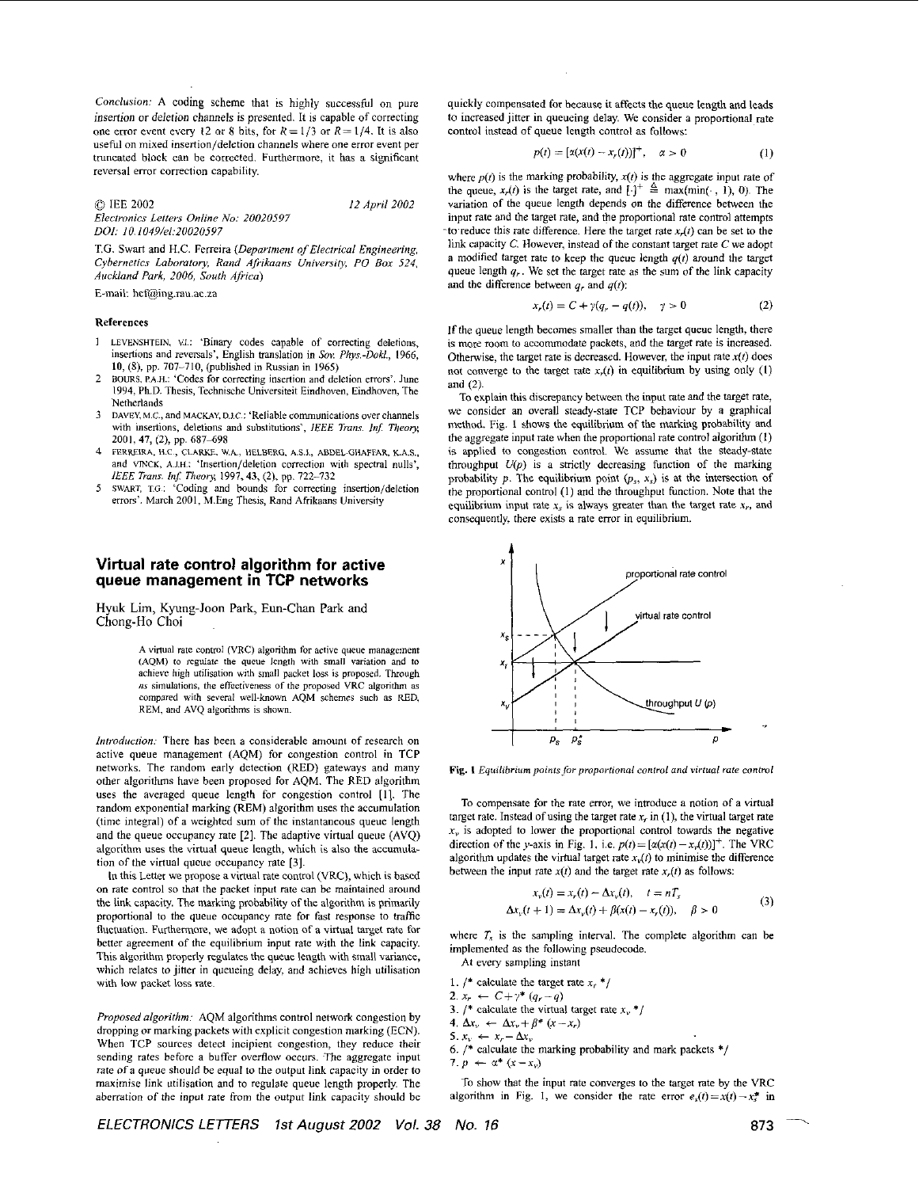*Conclusion:* A coding scheme that is highly successful on pure insertion or deletion channels is presented. It is capable of correcting one error event every 12 or 8 bits, for $R = 1/3$ or $R = 1/4$. It is also useful on mixed insertion/deletion channels where one error event per truncated block can be corrected. Furthermore, it has a significant reversal error correction capability.

© IEE 2002 12 April 2002

*Electronics Letters Online No: 20020597*
*DOI: 10.1049/el:20020597*

T.G. Swart and H.C. Ferreira (*Department of Electrical Engineering, Cybernetics Laboratory, Rand Afrikaans University, PO Box 524, Auckland Park, 2006, South Africa*)

E-mail: hcf@ing.rau.ac.za

**References**

1 LEVENSHTEIN, V.I.: 'Binary codes capable of correcting deletions, insertions and reversals', English translation in *Sov. Phys.-Dokl.*, 1966, **10**, (8), pp. 707–710, (published in Russian in 1965)
2 BOURS, P.A.H.: 'Codes for correcting insertion and deletion errors'. June 1994, Ph.D. Thesis, Technische Universiteit Eindhoven, Eindhoven, The Netherlands
3 DAVEY, M.C., and MACKAY, D.J.C.: 'Reliable communications over channels with insertions, deletions and substitutions', *IEEE Trans. Inf. Theory*, 2001, **47**, (2), pp. 687–698
4 FERREIRA, H.C., CLARKE, W.A., HELBERG, A.S.J., ABDEL-GHAFFAR, K.A.S., and VINCK, A.J.H.: 'Insertion/deletion correction with spectral nulls', *IEEE Trans. Inf. Theory*, 1997, **43**, (2), pp. 722–732
5 SWART, T.G.: 'Coding and bounds for correcting insertion/deletion errors'. March 2001, M.Eng Thesis, Rand Afrikaans University

## Virtual rate control algorithm for active queue management in TCP networks

Hyuk Lim, Kyung-Joon Park, Eun-Chan Park and Chong-Ho Choi

> A virtual rate control (VRC) algorithm for active queue management (AQM) to regulate the queue length with small variation and to achieve high utilisation with small packet loss is proposed. Through *ns* simulations, the effectiveness of the proposed VRC algorithm as compared with several well-known AQM schemes such as RED, REM, and AVQ algorithms is shown.

*Introduction:* There has been a considerable amount of research on active queue management (AQM) for congestion control in TCP networks. The random early detection (RED) gateways and many other algorithms have been proposed for AQM. The RED algorithm uses the averaged queue length for congestion control [1]. The random exponential marking (REM) algorithm uses the accumulation (time integral) of a weighted sum of the instantaneous queue length and the queue occupancy rate [2]. The adaptive virtual queue (AVQ) algorithm uses the virtual queue length, which is also the accumulation of the virtual queue occupancy rate [3].

In this Letter we propose a virtual rate control (VRC), which is based on rate control so that the packet input rate can be maintained around the link capacity. The marking probability of the algorithm is primarily proportional to the queue occupancy rate for fast response to traffic fluctuation. Furthermore, we adopt a notion of a virtual target rate for better agreement of the equilibrium input rate with the link capacity. This algorithm properly regulates the queue length with small variance, which relates to jitter in queueing delay, and achieves high utilisation with low packet loss rate.

*Proposed algorithm:* AQM algorithms control network congestion by dropping or marking packets with explicit congestion marking (ECN). When TCP sources detect incipient congestion, they reduce their sending rates before a buffer overflow occurs. The aggregate input rate of a queue should be equal to the output link capacity in order to maximise link utilisation and to regulate queue length properly. The aberration of the input rate from the output link capacity should be quickly compensated for because it affects the queue length and leads to increased jitter in queueing delay. We consider a proportional rate control instead of queue length control as follows:

$$p(t) = [\alpha(x(t) - x_r(t))]^+, \quad \alpha > 0 \tag{1}$$

where $p(t)$ is the marking probability, $x(t)$ is the aggregate input rate of the queue, $x_r(t)$ is the target rate, and $[\cdot]^+ \triangleq \max(\min(\cdot, 1), 0)$. The variation of the queue length depends on the difference between the input rate and the target rate, and the proportional rate control attempts to reduce this rate difference. Here the target rate $x_r(t)$ can be set to the link capacity $C$. However, instead of the constant target rate $C$ we adopt a modified target rate to keep the queue length $q(t)$ around the target queue length $q_r$. We set the target rate as the sum of the link capacity and the difference between $q_r$ and $q(t)$:

$$x_r(t) = C + \gamma(q_r - q(t)), \quad \gamma > 0 \tag{2}$$

If the queue length becomes smaller than the target queue length, there is more room to accommodate packets, and the target rate is increased. Otherwise, the target rate is decreased. However, the input rate $x(t)$ does not converge to the target rate $x_r(t)$ in equilibrium by using only (1) and (2).

To explain this discrepancy between the input rate and the target rate, we consider an overall steady-state TCP behaviour by a graphical method. Fig. 1 shows the equilibrium of the marking probability and the aggregate input rate when the proportional rate control algorithm (1) is applied to congestion control. We assume that the steady-state throughput $U(p)$ is a strictly decreasing function of the marking probability $p$. The equilibrium point $(p_s, x_s)$ is at the intersection of the proportional control (1) and the throughput function. Note that the equilibrium input rate $x_s$ is always greater than the target rate $x_r$, and consequently, there exists a rate error in equilibrium.

x
proportional rate control
virtual rate control
$x_s$
$x_r$
$x_v$
throughput $U(p)$
$p_s$ $p_s^*$
p

**Fig. 1** *Equilibrium points for proportional control and virtual rate control*

To compensate for the rate error, we introduce a notion of a virtual target rate. Instead of using the target rate $x_r$ in (1), the virtual target rate $x_v$ is adopted to lower the proportional control towards the negative direction of the $y$-axis in Fig. 1, i.e. $p(t) = [\alpha(x(t) - x_v(t))]^+$. The VRC algorithm updates the virtual target rate $x_v(t)$ to minimise the difference between the input rate $x(t)$ and the target rate $x_r(t)$ as follows:

$$\begin{aligned} x_v(t) &= x_r(t) - \Delta x_v(t), \quad t = nT_s \\ \Delta x_v(t+1) &= \Delta x_v(t) + \beta(x(t) - x_r(t)), \quad \beta > 0 \end{aligned} \tag{3}$$

where $T_s$ is the sampling interval. The complete algorithm can be implemented as the following pseudocode.

At every sampling instant

```
1. /* calculate the target rate x_r */
2. x_r ← C+γ* (q_r − q)
3. /* calculate the virtual target rate x_v */
4. Δx_v ← Δx_v+β* (x − x_r)
5. x_v ← x_r − Δx_v
6. /* calculate the marking probability and mark packets */
7. p ← α* (x − x_v)
```

To show that the input rate converges to the target rate by the VRC algorithm in Fig. 1, we consider the rate error $e_x(t) = x(t) - x_s^*$ in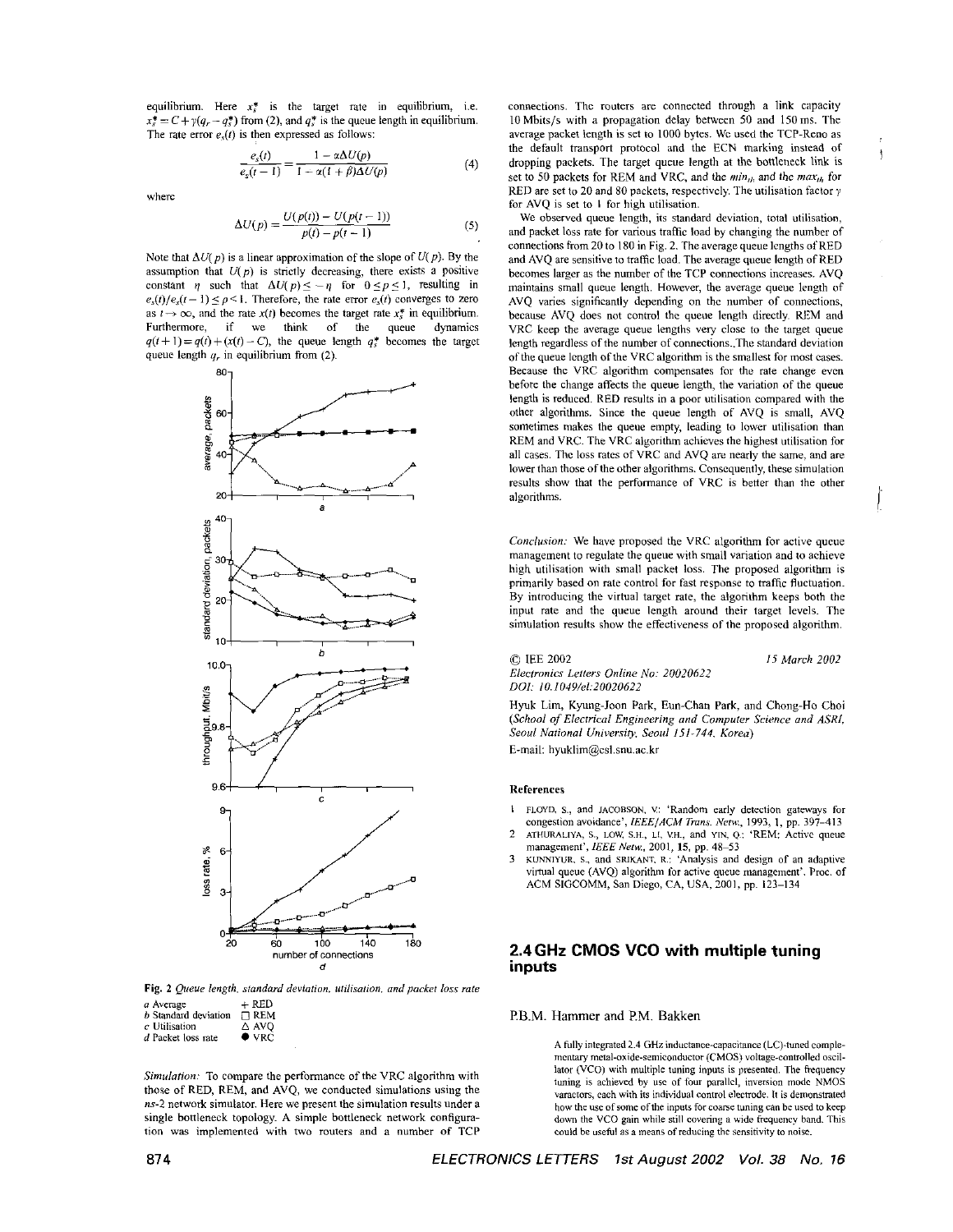equilibrium. Here $x_s^*$ is the target rate in equilibrium, i.e. $x_s^* = C + \gamma(q_r - q_s^*)$ from (2), and $q_s^*$ is the queue length in equilibrium. The rate error $e_s(t)$ is then expressed as follows:

$$\frac{e_s(t)}{e_s(t-1)} = \frac{1 - \alpha\Delta U(p)}{1 - \alpha(1+\beta)\Delta U(p)} \tag{4}$$

where

$$\Delta U(p) = \frac{U(p(t)) - U(p(t-1))}{p(t) - p(t-1)} \tag{5}$$

Note that $\Delta U(p)$ is a linear approximation of the slope of $U(p)$. By the assumption that $U(p)$ is strictly decreasing, there exists a positive constant $\eta$ such that $\Delta U(p) \le -\eta$ for $0 \le p \le 1$, resulting in $e_s(t)/e_s(t-1) \le \rho < 1$. Therefore, the rate error $e_s(t)$ converges to zero as $t \to \infty$, and the rate $x(t)$ becomes the target rate $x_s^*$ in equilibrium. Furthermore, if we think of the queue dynamics $q(t+1) = q(t) + (x(t) - C)$, the queue length $q_s^*$ becomes the target queue length $q_r$ in equilibrium from (2).

average, packets
80
60
40
20
a

standard deviation, packets
40
30
20
10
b

throughput, Mbit/s
10.0
9.8
9.6
c

loss rate, %
9
6
3
0
20 60 100 140 180
number of connections
d

**Fig. 2** *Queue length, standard deviation, utilisation, and packet loss rate*

*a* Average + RED
*b* Standard deviation □ REM
*c* Utilisation △ AVQ
*d* Packet loss rate ● VRC

*Simulation:* To compare the performance of the VRC algorithm with those of RED, REM, and AVQ, we conducted simulations using the *ns*-2 network simulator. Here we present the simulation results under a single bottleneck topology. A simple bottleneck network configuration was implemented with two routers and a number of TCP connections. The routers are connected through a link capacity 10 Mbits/s with a propagation delay between 50 and 150 ms. The average packet length is set to 1000 bytes. We used the TCP-Reno as the default transport protocol and the ECN marking instead of dropping packets. The target queue length at the bottleneck link is set to 50 packets for REM and VRC, and the $min_{th}$ and the $max_{th}$ for RED are set to 20 and 80 packets, respectively. The utilisation factor $\gamma$ for AVQ is set to 1 for high utilisation.

We observed queue length, its standard deviation, total utilisation, and packet loss rate for various traffic load by changing the number of connections from 20 to 180 in Fig. 2. The average queue lengths of RED and AVQ are sensitive to traffic load. The average queue length of RED becomes larger as the number of the TCP connections increases. AVQ maintains small queue length. However, the average queue length of AVQ varies significantly depending on the number of connections, because AVQ does not control the queue length directly. REM and VRC keep the average queue lengths very close to the target queue length regardless of the number of connections. The standard deviation of the queue length of the VRC algorithm is the smallest for most cases. Because the VRC algorithm compensates for the rate change even before the change affects the queue length, the variation of the queue length is reduced. RED results in a poor utilisation compared with the other algorithms. Since the queue length of AVQ is small, AVQ sometimes makes the queue empty, leading to lower utilisation than REM and VRC. The VRC algorithm achieves the highest utilisation for all cases. The loss rates of VRC and AVQ are nearly the same, and are lower than those of the other algorithms. Consequently, these simulation results show that the performance of VRC is better than the other algorithms.

*Conclusion:* We have proposed the VRC algorithm for active queue management to regulate the queue with small variation and to achieve high utilisation with small packet loss. The proposed algorithm is primarily based on rate control for fast response to traffic fluctuation. By introducing the virtual target rate, the algorithm keeps both the input rate and the queue length around their target levels. The simulation results show the effectiveness of the proposed algorithm.

© IEE 2002 — *15 March 2002*

*Electronics Letters Online No: 20020622*
*DOI: 10.1049/el:20020622*

Hyuk Lim, Kyung-Joon Park, Eun-Chan Park, and Chong-Ho Choi (*School of Electrical Engineering and Computer Science and ASRI, Seoul National University, Seoul 151-744, Korea*)

E-mail: hyuklim@csl.snu.ac.kr

**References**

1. FLOYD, S., and JACOBSON, V.: 'Random early detection gateways for congestion avoidance', *IEEE/ACM Trans. Netw.*, 1993, 1, pp. 397–413
2. ATHURALIYA, S., LOW, S.H., LI, V.H., and YIN, Q.: 'REM: Active queue management', *IEEE Netw.*, 2001, **15**, pp. 48–53
3. KUNNIYUR, S., and SRIKANT, R.: 'Analysis and design of an adaptive virtual queue (AVQ) algorithm for active queue management'. Proc. of ACM SIGCOMM, San Diego, CA, USA, 2001, pp. 123–134

## 2.4 GHz CMOS VCO with multiple tuning inputs

P.B.M. Hammer and P.M. Bakken

A fully integrated 2.4 GHz inductance-capacitance (LC)-tuned complementary metal-oxide-semiconductor (CMOS) voltage-controlled oscillator (VCO) with multiple tuning inputs is presented. The frequency tuning is achieved by use of four parallel, inversion mode NMOS varactors, each with its individual control electrode. It is demonstrated how the use of some of the inputs for coarse tuning can be used to keep down the VCO gain while still covering a wide frequency band. This could be useful as a means of reducing the sensitivity to noise.